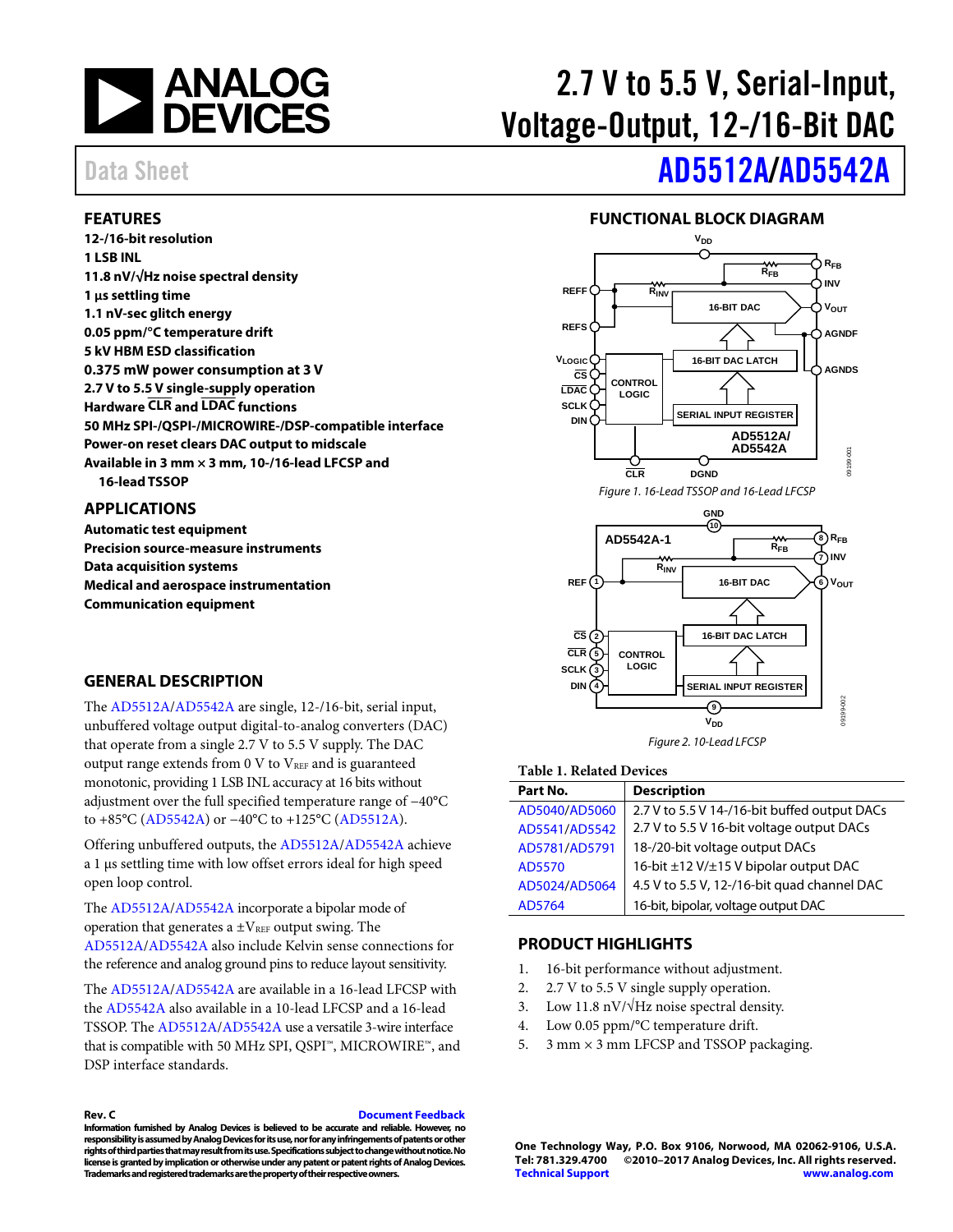# 2.7 V to 5.5 V, Serial-Input, Voltage-Output, 12-/16-Bit DAC

Data Sheet

# AD5512A/AD5542A

## FEATURES

- 12-/16-bit resolution
- 1 LSB INL
- 11.8 nV/√Hz noise spectral density
- 1 µs settling time
- 1.1 nV-sec glitch energy
- 0.05 ppm/°C temperature drift
- 5 kV HBM ESD classification
- 0.375 mW power consumption at 3 V
- 2.7 V to 5.5 V single-supply operation
- Hardware CLR and LDAC functions
- 50 MHz SPI-/QSPI-/MICROWIRE-/DSP-compatible interface
- Power-on reset clears DAC output to midscale
- Available in 3 mm × 3 mm, 10-/16-lead LFCSP and 16-lead TSSOP

## APPLICATIONS

- Automatic test equipment
- Precision source-measure instruments
- Data acquisition systems
- Medical and aerospace instrumentation
- Communication equipment

## GENERAL DESCRIPTION

The AD5512A/AD5542A are single, 12-/16-bit, serial input, unbuffered voltage output digital-to-analog converters (DAC) that operate from a single 2.7 V to 5.5 V supply. The DAC output range extends from 0 V to $V_{REF}$ and is guaranteed monotonic, providing 1 LSB INL accuracy at 16 bits without adjustment over the full specified temperature range of −40°C to +85°C (AD5542A) or −40°C to +125°C (AD5512A).

Offering unbuffered outputs, the AD5512A/AD5542A achieve a 1 µs settling time with low offset errors ideal for high speed open loop control.

The AD5512A/AD5542A incorporate a bipolar mode of operation that generates a ±$V_{REF}$ output swing. The AD5512A/AD5542A also include Kelvin sense connections for the reference and analog ground pins to reduce layout sensitivity.

The AD5512A/AD5542A are available in a 16-lead LFCSP with the AD5542A also available in a 10-lead LFCSP and a 16-lead TSSOP. The AD5512A/AD5542A use a versatile 3-wire interface that is compatible with 50 MHz SPI, QSPI™, MICROWIRE™, and DSP interface standards.

## FUNCTIONAL BLOCK DIAGRAM

*Figure 1. 16-Lead TSSOP and 16-Lead LFCSP*

*Figure 2. 10-Lead LFCSP*

**Table 1. Related Devices**

| Part No. | Description |
|---|---|
| AD5040/AD5060 | 2.7 V to 5.5 V 14-/16-bit buffed output DACs |
| AD5541/AD5542 | 2.7 V to 5.5 V 16-bit voltage output DACs |
| AD5781/AD5791 | 18-/20-bit voltage output DACs |
| AD5570 | 16-bit ±12 V/±15 V bipolar output DAC |
| AD5024/AD5064 | 4.5 V to 5.5 V, 12-/16-bit quad channel DAC |
| AD5764 | 16-bit, bipolar, voltage output DAC |

## PRODUCT HIGHLIGHTS

1. 16-bit performance without adjustment.
2. 2.7 V to 5.5 V single supply operation.
3. Low 11.8 nV/√Hz noise spectral density.
4. Low 0.05 ppm/°C temperature drift.
5. 3 mm × 3 mm LFCSP and TSSOP packaging.

Rev. C

Document Feedback

Information furnished by Analog Devices is believed to be accurate and reliable. However, no responsibility is assumed by Analog Devices for its use, nor for any infringements of patents or other rights of third parties that may result from its use. Specifications subject to change without notice. No license is granted by implication or otherwise under any patent or patent rights of Analog Devices. Trademarks and registered trademarks are the property of their respective owners.

One Technology Way, P.O. Box 9106, Norwood, MA 02062-9106, U.S.A.
Tel: 781.329.4700 ©2010–2017 Analog Devices, Inc. All rights reserved.
Technical Support www.analog.com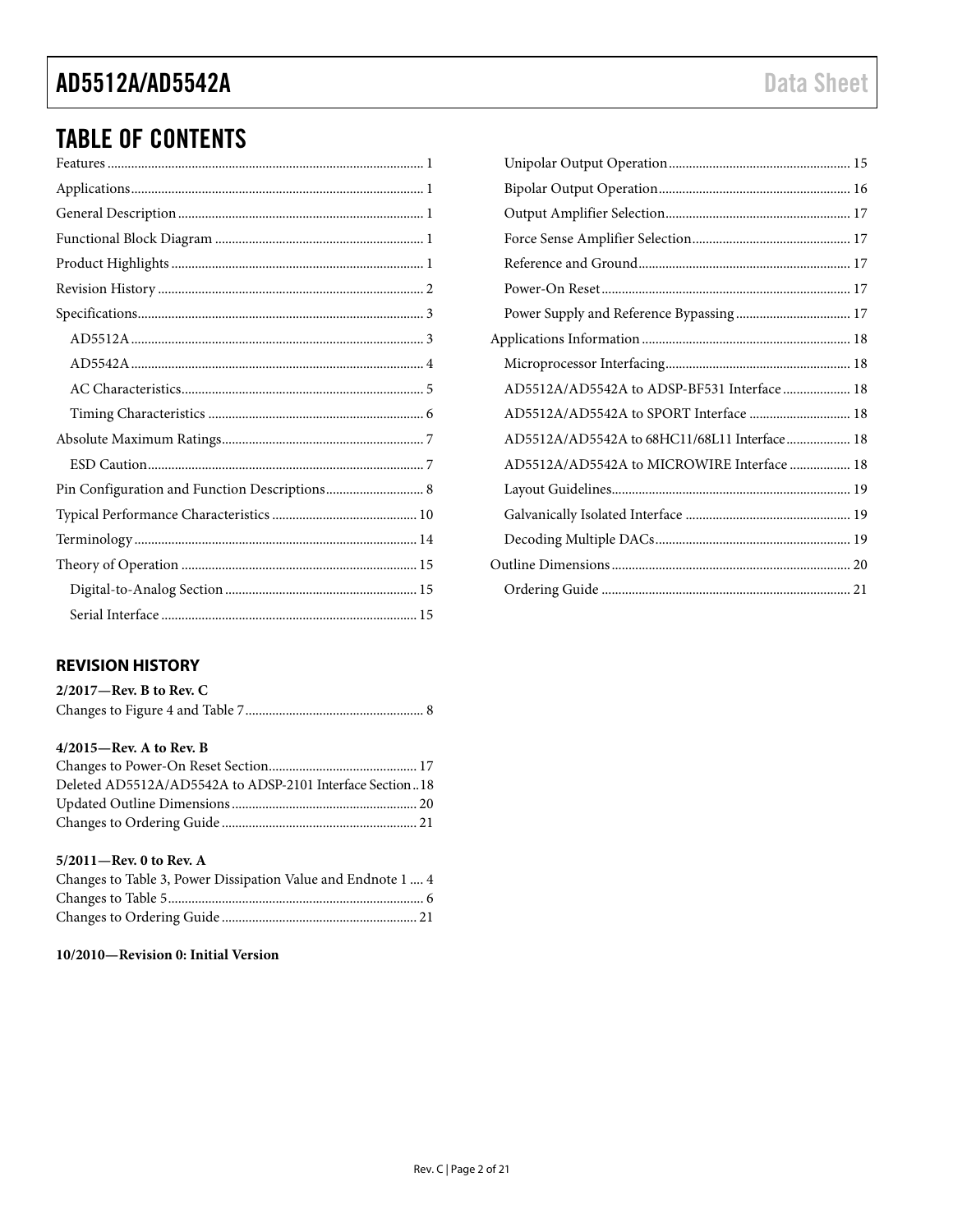## TABLE OF CONTENTS

Features ... 1
Applications ... 1
General Description ... 1
Functional Block Diagram ... 1
Product Highlights ... 1
Revision History ... 2
Specifications ... 3
- AD5512A ... 3
- AD5542A ... 4
- AC Characteristics ... 5
- Timing Characteristics ... 6

Absolute Maximum Ratings ... 7
- ESD Caution ... 7

Pin Configuration and Function Descriptions ... 8
Typical Performance Characteristics ... 10
Terminology ... 14
Theory of Operation ... 15
- Digital-to-Analog Section ... 15
- Serial Interface ... 15
- Unipolar Output Operation ... 15
- Bipolar Output Operation ... 16
- Output Amplifier Selection ... 17
- Force Sense Amplifier Selection ... 17
- Reference and Ground ... 17
- Power-On Reset ... 17
- Power Supply and Reference Bypassing ... 17

Applications Information ... 18
- Microprocessor Interfacing ... 18
- AD5512A/AD5542A to ADSP-BF531 Interface ... 18
- AD5512A/AD5542A to SPORT Interface ... 18
- AD5512A/AD5542A to 68HC11/68L11 Interface ... 18
- AD5512A/AD5542A to MICROWIRE Interface ... 18
- Layout Guidelines ... 19
- Galvanically Isolated Interface ... 19
- Decoding Multiple DACs ... 19

Outline Dimensions ... 20
- Ordering Guide ... 21

### REVISION HISTORY

**2/2017—Rev. B to Rev. C**

Changes to Figure 4 and Table 7 ... 8

**4/2015—Rev. A to Rev. B**

Changes to Power-On Reset Section ... 17
Deleted AD5512A/AD5542A to ADSP-2101 Interface Section ... 18
Updated Outline Dimensions ... 20
Changes to Ordering Guide ... 21

**5/2011—Rev. 0 to Rev. A**

Changes to Table 3, Power Dissipation Value and Endnote 1 ... 4
Changes to Table 5 ... 6
Changes to Ordering Guide ... 21

**10/2010—Revision 0: Initial Version**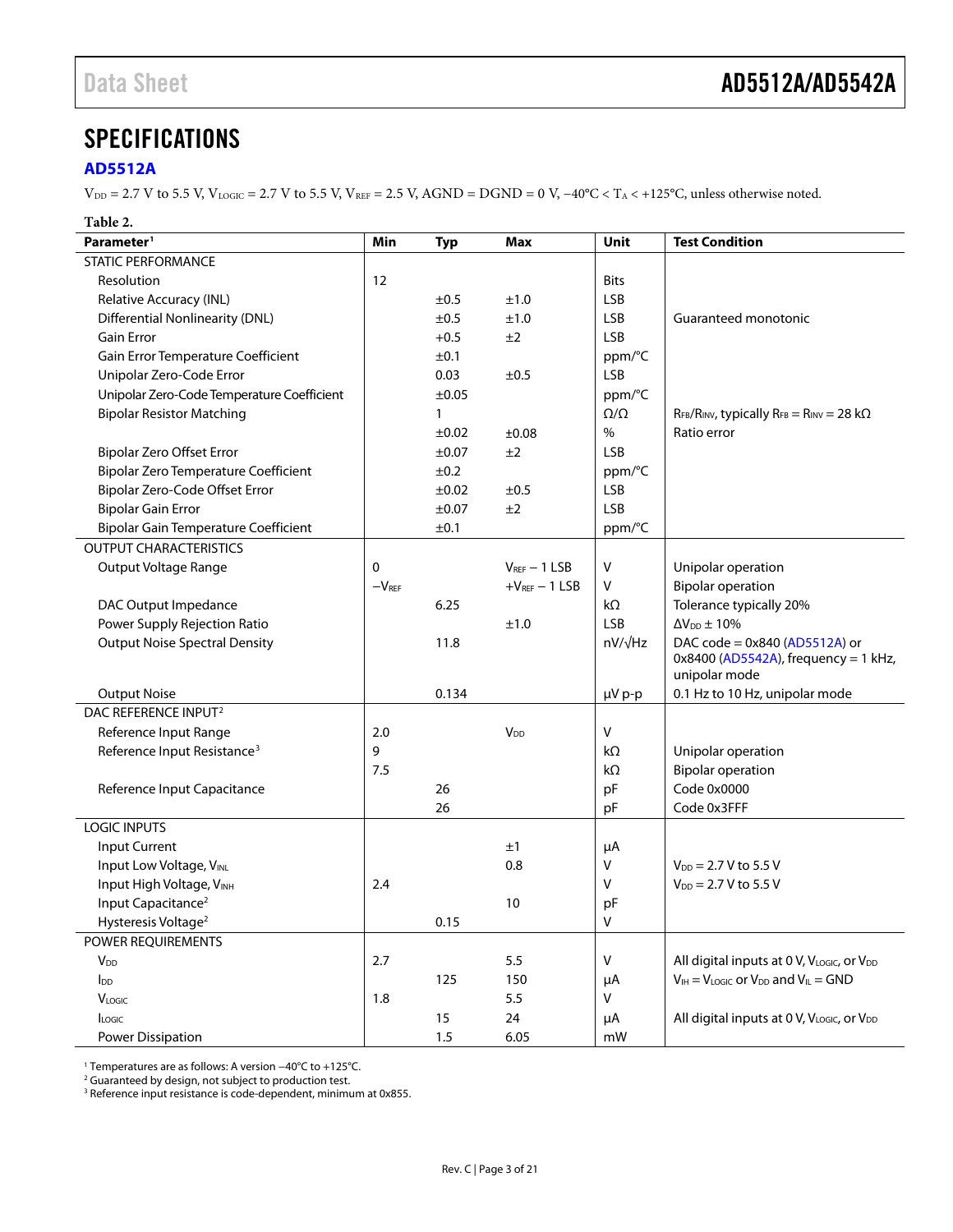# SPECIFICATIONS

## AD5512A

$V_{DD}$ = 2.7 V to 5.5 V, $V_{LOGIC}$ = 2.7 V to 5.5 V, $V_{REF}$ = 2.5 V, AGND = DGND = 0 V, −40°C < $T_A$ < +125°C, unless otherwise noted.

**Table 2.**

| Parameter[1] | Min | Typ | Max | Unit | Test Condition |
|---|---|---|---|---|---|
| STATIC PERFORMANCE | | | | | |
| Resolution | 12 | | | Bits | |
| Relative Accuracy (INL) | | ±0.5 | ±1.0 | LSB | |
| Differential Nonlinearity (DNL) | | ±0.5 | ±1.0 | LSB | Guaranteed monotonic |
| Gain Error | | +0.5 | ±2 | LSB | |
| Gain Error Temperature Coefficient | | ±0.1 | | ppm/°C | |
| Unipolar Zero-Code Error | | 0.03 | ±0.5 | LSB | |
| Unipolar Zero-Code Temperature Coefficient | | ±0.05 | | ppm/°C | |
| Bipolar Resistor Matching | | 1 | | Ω/Ω | $R_{FB}/R_{INV}$, typically $R_{FB}$ = $R_{INV}$ = 28 kΩ |
| | | ±0.02 | ±0.08 | % | Ratio error |
| Bipolar Zero Offset Error | | ±0.07 | ±2 | LSB | |
| Bipolar Zero Temperature Coefficient | | ±0.2 | | ppm/°C | |
| Bipolar Zero-Code Offset Error | | ±0.02 | ±0.5 | LSB | |
| Bipolar Gain Error | | ±0.07 | ±2 | LSB | |
| Bipolar Gain Temperature Coefficient | | ±0.1 | | ppm/°C | |
| OUTPUT CHARACTERISTICS | | | | | |
| Output Voltage Range | 0 | | $V_{REF}$ − 1 LSB | V | Unipolar operation |
| | −$V_{REF}$ | | +$V_{REF}$ − 1 LSB | V | Bipolar operation |
| DAC Output Impedance | | 6.25 | | kΩ | Tolerance typically 20% |
| Power Supply Rejection Ratio | | | ±1.0 | LSB | $\Delta V_{DD}$ ± 10% |
| Output Noise Spectral Density | | 11.8 | | nV/√Hz | DAC code = 0x840 (AD5512A) or 0x8400 (AD5542A), frequency = 1 kHz, unipolar mode |
| Output Noise | | 0.134 | | μV p-p | 0.1 Hz to 10 Hz, unipolar mode |
| DAC REFERENCE INPUT[2] | | | | | |
| Reference Input Range | 2.0 | | $V_{DD}$ | V | |
| Reference Input Resistance[3] | 9 | | | kΩ | Unipolar operation |
| | 7.5 | | | kΩ | Bipolar operation |
| Reference Input Capacitance | | 26 | | pF | Code 0x0000 |
| | | 26 | | pF | Code 0x3FFF |
| LOGIC INPUTS | | | | | |
| Input Current | | | ±1 | μA | |
| Input Low Voltage, $V_{INL}$ | | | 0.8 | V | $V_{DD}$ = 2.7 V to 5.5 V |
| Input High Voltage, $V_{INH}$ | 2.4 | | | V | $V_{DD}$ = 2.7 V to 5.5 V |
| Input Capacitance[2] | | | 10 | pF | |
| Hysteresis Voltage[2] | | 0.15 | | V | |
| POWER REQUIREMENTS | | | | | |
| $V_{DD}$ | 2.7 | | 5.5 | V | All digital inputs at 0 V, $V_{LOGIC}$, or $V_{DD}$ |
| $I_{DD}$ | | 125 | 150 | μA | $V_{IH}$ = $V_{LOGIC}$ or $V_{DD}$ and $V_{IL}$ = GND |
| $V_{LOGIC}$ | 1.8 | | 5.5 | V | |
| $I_{LOGIC}$ | | 15 | 24 | μA | All digital inputs at 0 V, $V_{LOGIC}$, or $V_{DD}$ |
| Power Dissipation | | 1.5 | 6.05 | mW | |

[1] Temperatures are as follows: A version −40°C to +125°C.
[2] Guaranteed by design, not subject to production test.
[3] Reference input resistance is code-dependent, minimum at 0x855.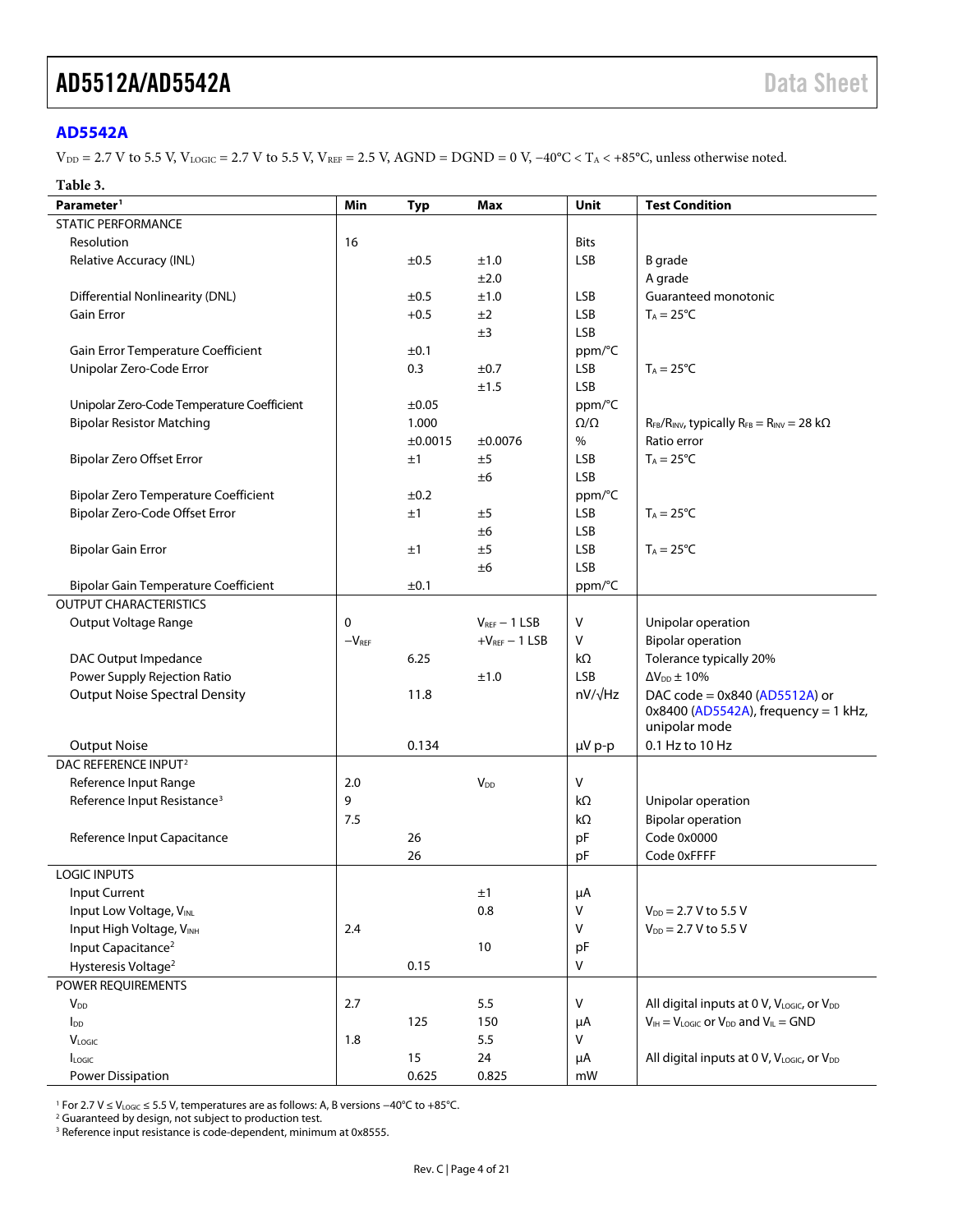## AD5542A

$V_{DD}$ = 2.7 V to 5.5 V, $V_{LOGIC}$ = 2.7 V to 5.5 V, $V_{REF}$ = 2.5 V, AGND = DGND = 0 V, −40°C < $T_A$ < +85°C, unless otherwise noted.

**Table 3.**

| Parameter[1] | Min | Typ | Max | Unit | Test Condition |
|---|---|---|---|---|---|
| STATIC PERFORMANCE | | | | | |
| Resolution | 16 | | | Bits | |
| Relative Accuracy (INL) | | ±0.5 | ±1.0 | LSB | B grade |
| | | | ±2.0 | | A grade |
| Differential Nonlinearity (DNL) | | ±0.5 | ±1.0 | LSB | Guaranteed monotonic |
| Gain Error | | +0.5 | ±2 | LSB | $T_A$ = 25°C |
| | | | ±3 | LSB | |
| Gain Error Temperature Coefficient | | ±0.1 | | ppm/°C | |
| Unipolar Zero-Code Error | | 0.3 | ±0.7 | LSB | $T_A$ = 25°C |
| | | | ±1.5 | LSB | |
| Unipolar Zero-Code Temperature Coefficient | | ±0.05 | | ppm/°C | |
| Bipolar Resistor Matching | | 1.000 | | Ω/Ω | $R_{FB}/R_{INV}$, typically $R_{FB}$ = $R_{INV}$ = 28 kΩ |
| | | ±0.0015 | ±0.0076 | % | Ratio error |
| Bipolar Zero Offset Error | | ±1 | ±5 | LSB | $T_A$ = 25°C |
| | | | ±6 | LSB | |
| Bipolar Zero Temperature Coefficient | | ±0.2 | | ppm/°C | |
| Bipolar Zero-Code Offset Error | | ±1 | ±5 | LSB | $T_A$ = 25°C |
| | | | ±6 | LSB | |
| Bipolar Gain Error | | ±1 | ±5 | LSB | $T_A$ = 25°C |
| | | | ±6 | LSB | |
| Bipolar Gain Temperature Coefficient | | ±0.1 | | ppm/°C | |
| OUTPUT CHARACTERISTICS | | | | | |
| Output Voltage Range | 0 | | $V_{REF}$ − 1 LSB | V | Unipolar operation |
| | −$V_{REF}$ | | +$V_{REF}$ − 1 LSB | V | Bipolar operation |
| DAC Output Impedance | | 6.25 | | kΩ | Tolerance typically 20% |
| Power Supply Rejection Ratio | | | ±1.0 | LSB | $\Delta V_{DD}$ ± 10% |
| Output Noise Spectral Density | | 11.8 | | nV/√Hz | DAC code = 0x840 (AD5512A) or 0x8400 (AD5542A), frequency = 1 kHz, unipolar mode |
| Output Noise | | 0.134 | | µV p-p | 0.1 Hz to 10 Hz |
| DAC REFERENCE INPUT[2] | | | | | |
| Reference Input Range | 2.0 | | $V_{DD}$ | V | |
| Reference Input Resistance[3] | 9 | | | kΩ | Unipolar operation |
| | 7.5 | | | kΩ | Bipolar operation |
| Reference Input Capacitance | | 26 | | pF | Code 0x0000 |
| | | 26 | | pF | Code 0xFFFF |
| LOGIC INPUTS | | | | | |
| Input Current | | | ±1 | µA | |
| Input Low Voltage, $V_{INL}$ | | | 0.8 | V | $V_{DD}$ = 2.7 V to 5.5 V |
| Input High Voltage, $V_{INH}$ | 2.4 | | | V | $V_{DD}$ = 2.7 V to 5.5 V |
| Input Capacitance[2] | | | 10 | pF | |
| Hysteresis Voltage[2] | | 0.15 | | V | |
| POWER REQUIREMENTS | | | | | |
| $V_{DD}$ | 2.7 | | 5.5 | V | All digital inputs at 0 V, $V_{LOGIC}$, or $V_{DD}$ |
| $I_{DD}$ | | 125 | 150 | µA | $V_{IH}$ = $V_{LOGIC}$ or $V_{DD}$ and $V_{IL}$ = GND |
| $V_{LOGIC}$ | 1.8 | | 5.5 | V | |
| $I_{LOGIC}$ | | 15 | 24 | µA | All digital inputs at 0 V, $V_{LOGIC}$, or $V_{DD}$ |
| Power Dissipation | | 0.625 | 0.825 | mW | |

[1] For 2.7 V ≤ $V_{LOGIC}$ ≤ 5.5 V, temperatures are as follows: A, B versions −40°C to +85°C.
[2] Guaranteed by design, not subject to production test.
[3] Reference input resistance is code-dependent, minimum at 0x8555.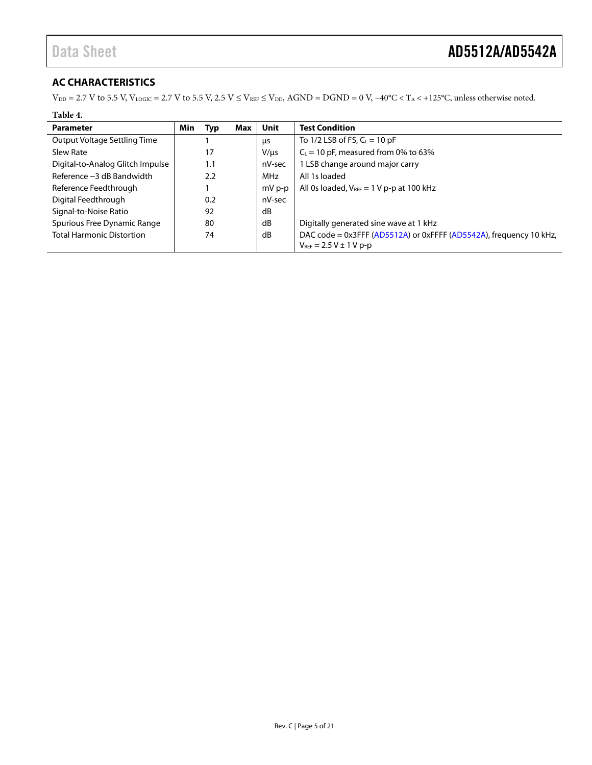## AC CHARACTERISTICS

$V_{DD}$ = 2.7 V to 5.5 V, $V_{LOGIC}$ = 2.7 V to 5.5 V, 2.5 V ≤ $V_{REF}$ ≤ $V_{DD}$, AGND = DGND = 0 V, −40°C < $T_A$ < +125°C, unless otherwise noted.

**Table 4.**

| Parameter | Min | Typ | Max | Unit | Test Condition |
|---|---|---|---|---|---|
| Output Voltage Settling Time | | 1 | | μs | To 1/2 LSB of FS, $C_L$ = 10 pF |
| Slew Rate | | 17 | | V/μs | $C_L$ = 10 pF, measured from 0% to 63% |
| Digital-to-Analog Glitch Impulse | | 1.1 | | nV-sec | 1 LSB change around major carry |
| Reference −3 dB Bandwidth | | 2.2 | | MHz | All 1s loaded |
| Reference Feedthrough | | 1 | | mV p-p | All 0s loaded, $V_{REF}$ = 1 V p-p at 100 kHz |
| Digital Feedthrough | | 0.2 | | nV-sec | |
| Signal-to-Noise Ratio | | 92 | | dB | |
| Spurious Free Dynamic Range | | 80 | | dB | Digitally generated sine wave at 1 kHz |
| Total Harmonic Distortion | | 74 | | dB | DAC code = 0x3FFF (AD5512A) or 0xFFFF (AD5542A), frequency 10 kHz, $V_{REF}$ = 2.5 V ± 1 V p-p |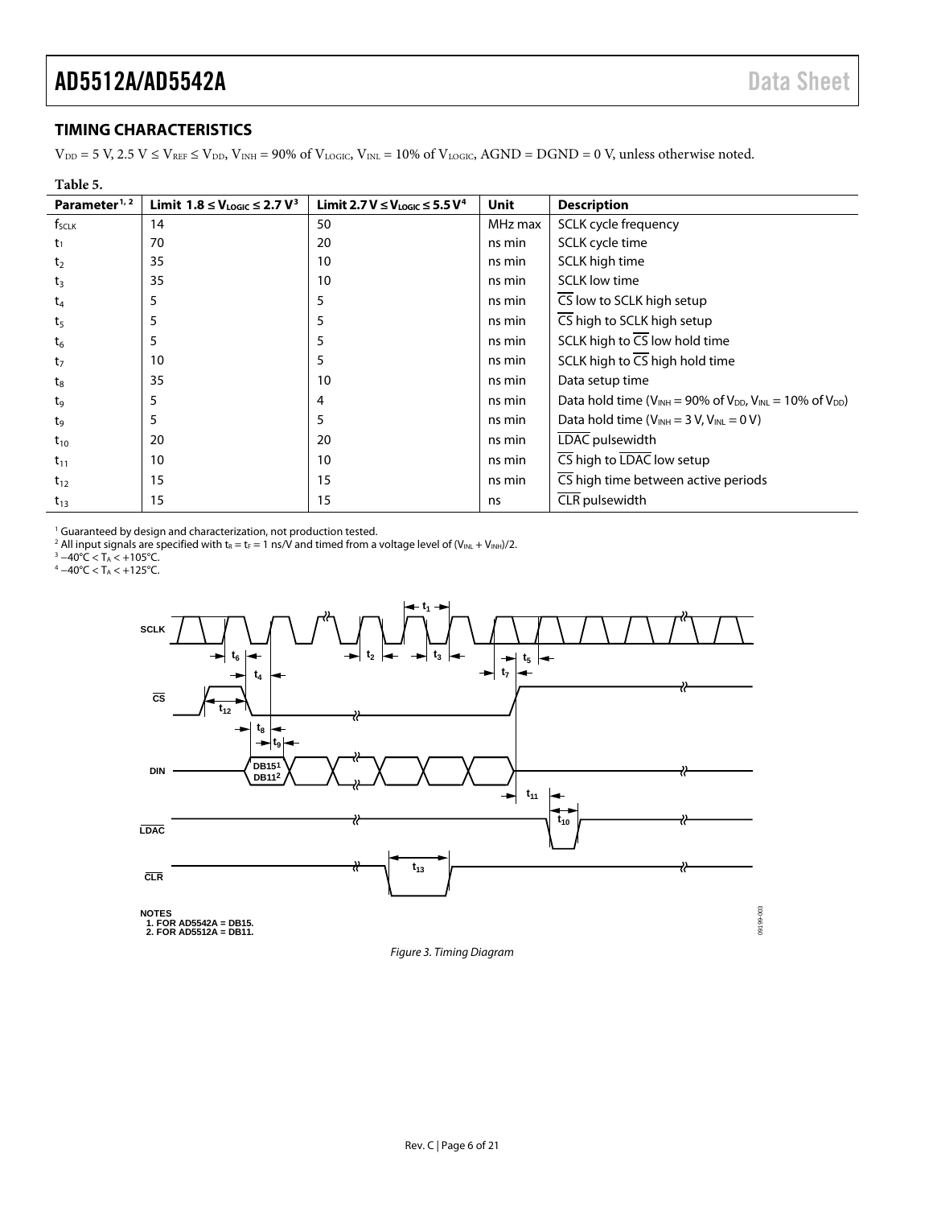## TIMING CHARACTERISTICS

$V_{DD}$ = 5 V, 2.5 V ≤ $V_{REF}$ ≤ $V_{DD}$, $V_{INH}$ = 90% of $V_{LOGIC}$, $V_{INL}$ = 10% of $V_{LOGIC}$, AGND = DGND = 0 V, unless otherwise noted.

**Table 5.**

| Parameter[1, 2] | Limit 1.8 ≤ $V_{LOGIC}$ ≤ 2.7 V[3] | Limit 2.7 V ≤ $V_{LOGIC}$ ≤ 5.5 V[4] | Unit | Description |
|---|---|---|---|---|
| $f_{SCLK}$ | 14 | 50 | MHz max | SCLK cycle frequency |
| $t_1$ | 70 | 20 | ns min | SCLK cycle time |
| $t_2$ | 35 | 10 | ns min | SCLK high time |
| $t_3$ | 35 | 10 | ns min | SCLK low time |
| $t_4$ | 5 | 5 | ns min | $\overline{CS}$ low to SCLK high setup |
| $t_5$ | 5 | 5 | ns min | $\overline{CS}$ high to SCLK high setup |
| $t_6$ | 5 | 5 | ns min | SCLK high to $\overline{CS}$ low hold time |
| $t_7$ | 10 | 5 | ns min | SCLK high to $\overline{CS}$ high hold time |
| $t_8$ | 35 | 10 | ns min | Data setup time |
| $t_9$ | 5 | 4 | ns min | Data hold time ($V_{INH}$ = 90% of $V_{DD}$, $V_{INL}$ = 10% of $V_{DD}$) |
| $t_9$ | 5 | 5 | ns min | Data hold time ($V_{INH}$ = 3 V, $V_{INL}$ = 0 V) |
| $t_{10}$ | 20 | 20 | ns min | $\overline{LDAC}$ pulsewidth |
| $t_{11}$ | 10 | 10 | ns min | $\overline{CS}$ high to $\overline{LDAC}$ low setup |
| $t_{12}$ | 15 | 15 | ns min | $\overline{CS}$ high time between active periods |
| $t_{13}$ | 15 | 15 | ns | $\overline{CLR}$ pulsewidth |

[1] Guaranteed by design and characterization, not production tested.
[2] All input signals are specified with $t_R$ = $t_F$ = 1 ns/V and timed from a voltage level of ($V_{INL}$ + $V_{INH}$)/2.
[3] −40°C < $T_A$ < +105°C.
[4] −40°C < $T_A$ < +125°C.

NOTES
1. FOR AD5542A = DB15.
2. FOR AD5512A = DB11.

*Figure 3. Timing Diagram*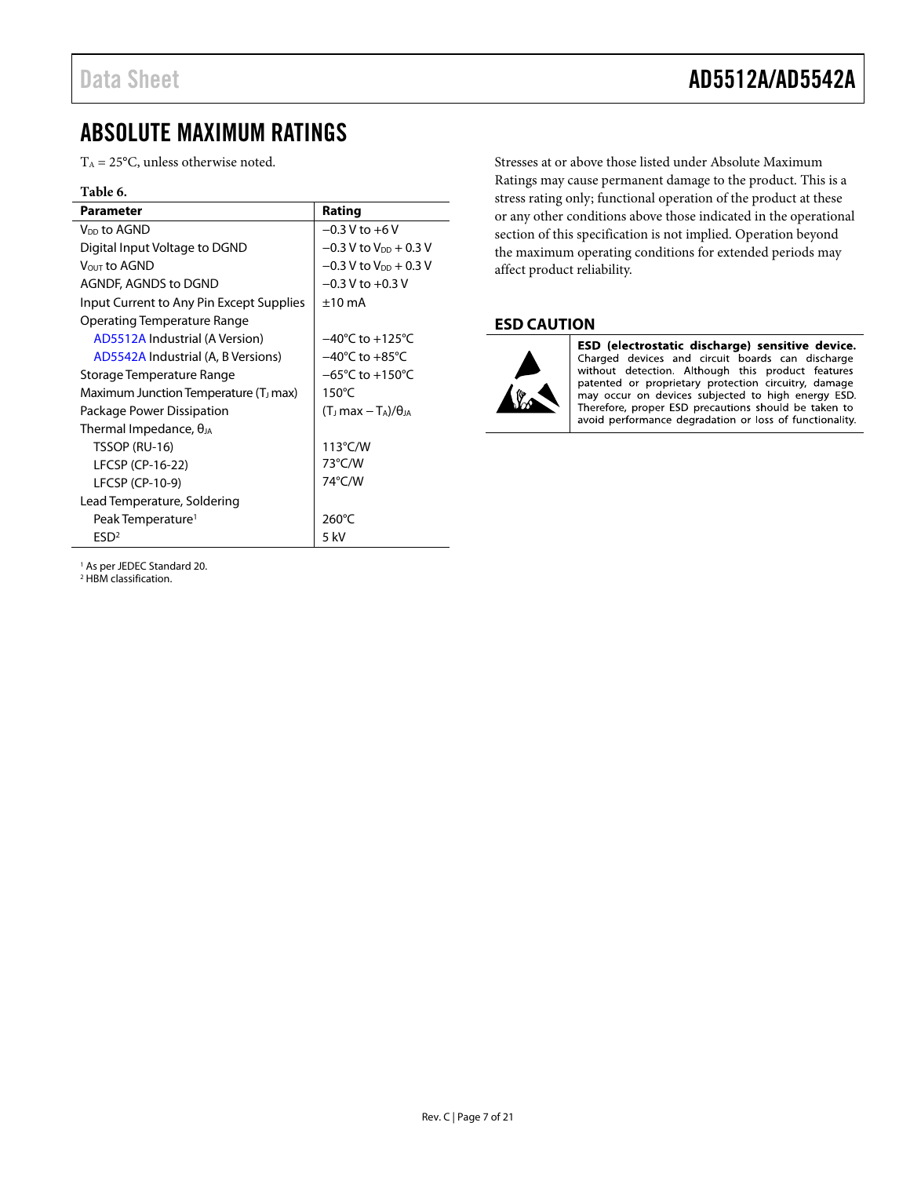# ABSOLUTE MAXIMUM RATINGS

$T_A$ = 25°C, unless otherwise noted.

**Table 6.**

| Parameter | Rating |
|---|---|
| $V_{DD}$ to AGND | −0.3 V to +6 V |
| Digital Input Voltage to DGND | −0.3 V to $V_{DD}$ + 0.3 V |
| $V_{OUT}$ to AGND | −0.3 V to $V_{DD}$ + 0.3 V |
| AGNDF, AGNDS to DGND | −0.3 V to +0.3 V |
| Input Current to Any Pin Except Supplies | ±10 mA |
| Operating Temperature Range | |
| AD5512A Industrial (A Version) | −40°C to +125°C |
| AD5542A Industrial (A, B Versions) | −40°C to +85°C |
| Storage Temperature Range | −65°C to +150°C |
| Maximum Junction Temperature ($T_J$ max) | 150°C |
| Package Power Dissipation | $(T_J \text{ max} - T_A)/\theta_{JA}$ |
| Thermal Impedance, $\theta_{JA}$ | |
| TSSOP (RU-16) | 113°C/W |
| LFCSP (CP-16-22) | 73°C/W |
| LFCSP (CP-10-9) | 74°C/W |
| Lead Temperature, Soldering | |
| Peak Temperature[1] | 260°C |
| ESD[2] | 5 kV |

[1] As per JEDEC Standard 20.
[2] HBM classification.

Stresses at or above those listed under Absolute Maximum Ratings may cause permanent damage to the product. This is a stress rating only; functional operation of the product at these or any other conditions above those indicated in the operational section of this specification is not implied. Operation beyond the maximum operating conditions for extended periods may affect product reliability.

## ESD CAUTION

**ESD (electrostatic discharge) sensitive device.** Charged devices and circuit boards can discharge without detection. Although this product features patented or proprietary protection circuitry, damage may occur on devices subjected to high energy ESD. Therefore, proper ESD precautions should be taken to avoid performance degradation or loss of functionality.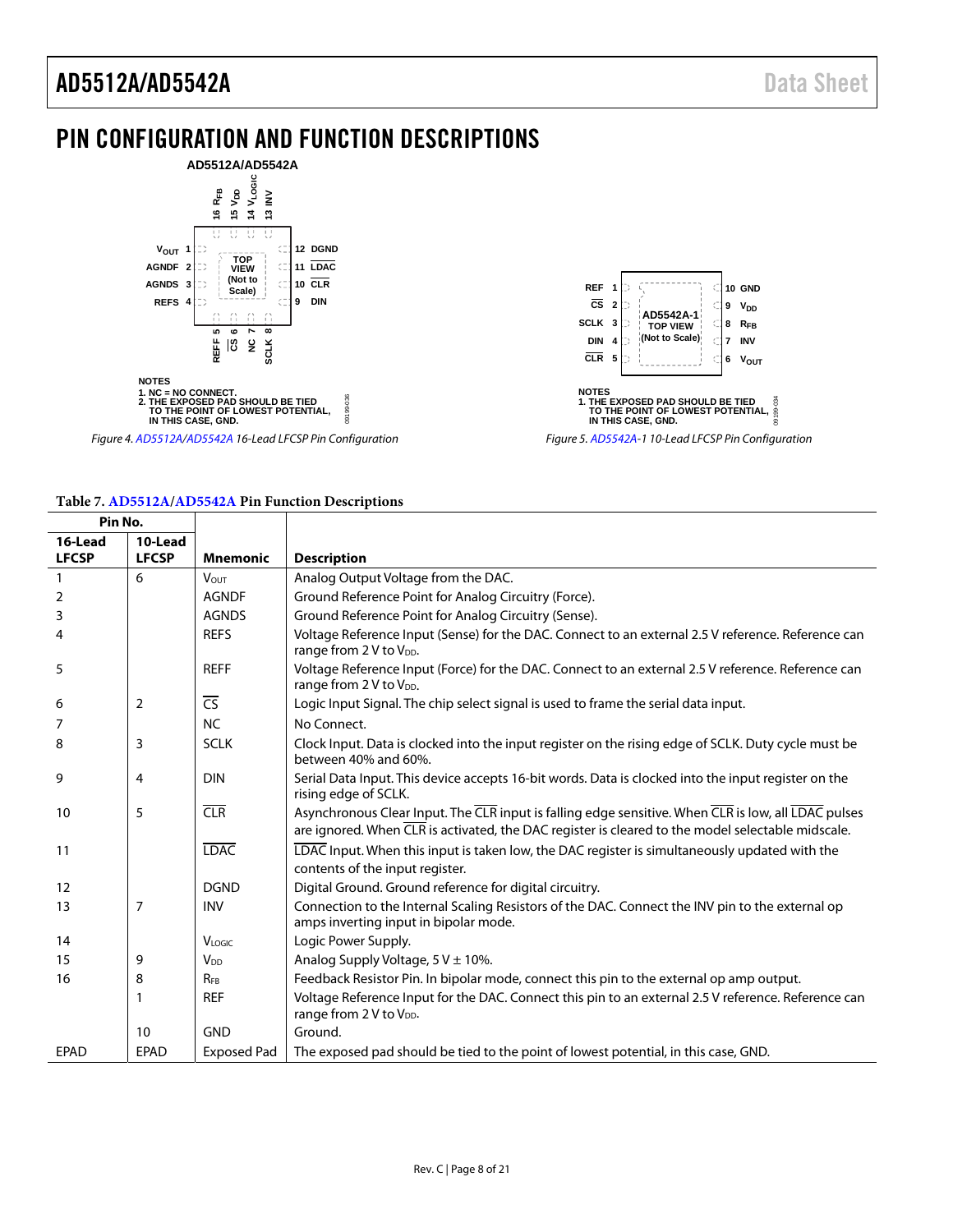# PIN CONFIGURATION AND FUNCTION DESCRIPTIONS

NOTES
1. NC = NO CONNECT.
2. THE EXPOSED PAD SHOULD BE TIED TO THE POINT OF LOWEST POTENTIAL, IN THIS CASE, GND.

*Figure 4. AD5512A/AD5542A 16-Lead LFCSP Pin Configuration*

NOTES
1. THE EXPOSED PAD SHOULD BE TIED TO THE POINT OF LOWEST POTENTIAL, IN THIS CASE, GND.

*Figure 5. AD5542A-1 10-Lead LFCSP Pin Configuration*

**Table 7. AD5512A/AD5542A Pin Function Descriptions**

| Pin No. | | | |
|---|---|---|---|
| **16-Lead LFCSP** | **10-Lead LFCSP** | **Mnemonic** | **Description** |
| 1 | 6 | $V_{OUT}$ | Analog Output Voltage from the DAC. |
| 2 | | AGNDF | Ground Reference Point for Analog Circuitry (Force). |
| 3 | | AGNDS | Ground Reference Point for Analog Circuitry (Sense). |
| 4 | | REFS | Voltage Reference Input (Sense) for the DAC. Connect to an external 2.5 V reference. Reference can range from 2 V to $V_{DD}$. |
| 5 | | REFF | Voltage Reference Input (Force) for the DAC. Connect to an external 2.5 V reference. Reference can range from 2 V to $V_{DD}$. |
| 6 | 2 | $\overline{CS}$ | Logic Input Signal. The chip select signal is used to frame the serial data input. |
| 7 | | NC | No Connect. |
| 8 | 3 | SCLK | Clock Input. Data is clocked into the input register on the rising edge of SCLK. Duty cycle must be between 40% and 60%. |
| 9 | 4 | DIN | Serial Data Input. This device accepts 16-bit words. Data is clocked into the input register on the rising edge of SCLK. |
| 10 | 5 | $\overline{CLR}$ | Asynchronous Clear Input. The $\overline{CLR}$ input is falling edge sensitive. When $\overline{CLR}$ is low, all $\overline{LDAC}$ pulses are ignored. When $\overline{CLR}$ is activated, the DAC register is cleared to the model selectable midscale. |
| 11 | | $\overline{LDAC}$ | $\overline{LDAC}$ Input. When this input is taken low, the DAC register is simultaneously updated with the contents of the input register. |
| 12 | | DGND | Digital Ground. Ground reference for digital circuitry. |
| 13 | 7 | INV | Connection to the Internal Scaling Resistors of the DAC. Connect the INV pin to the external op amps inverting input in bipolar mode. |
| 14 | | $V_{LOGIC}$ | Logic Power Supply. |
| 15 | 9 | $V_{DD}$ | Analog Supply Voltage, 5 V ± 10%. |
| 16 | 8 | $R_{FB}$ | Feedback Resistor Pin. In bipolar mode, connect this pin to the external op amp output. |
| | 1 | REF | Voltage Reference Input for the DAC. Connect this pin to an external 2.5 V reference. Reference can range from 2 V to $V_{DD}$. |
| | 10 | GND | Ground. |
| EPAD | EPAD | Exposed Pad | The exposed pad should be tied to the point of lowest potential, in this case, GND. |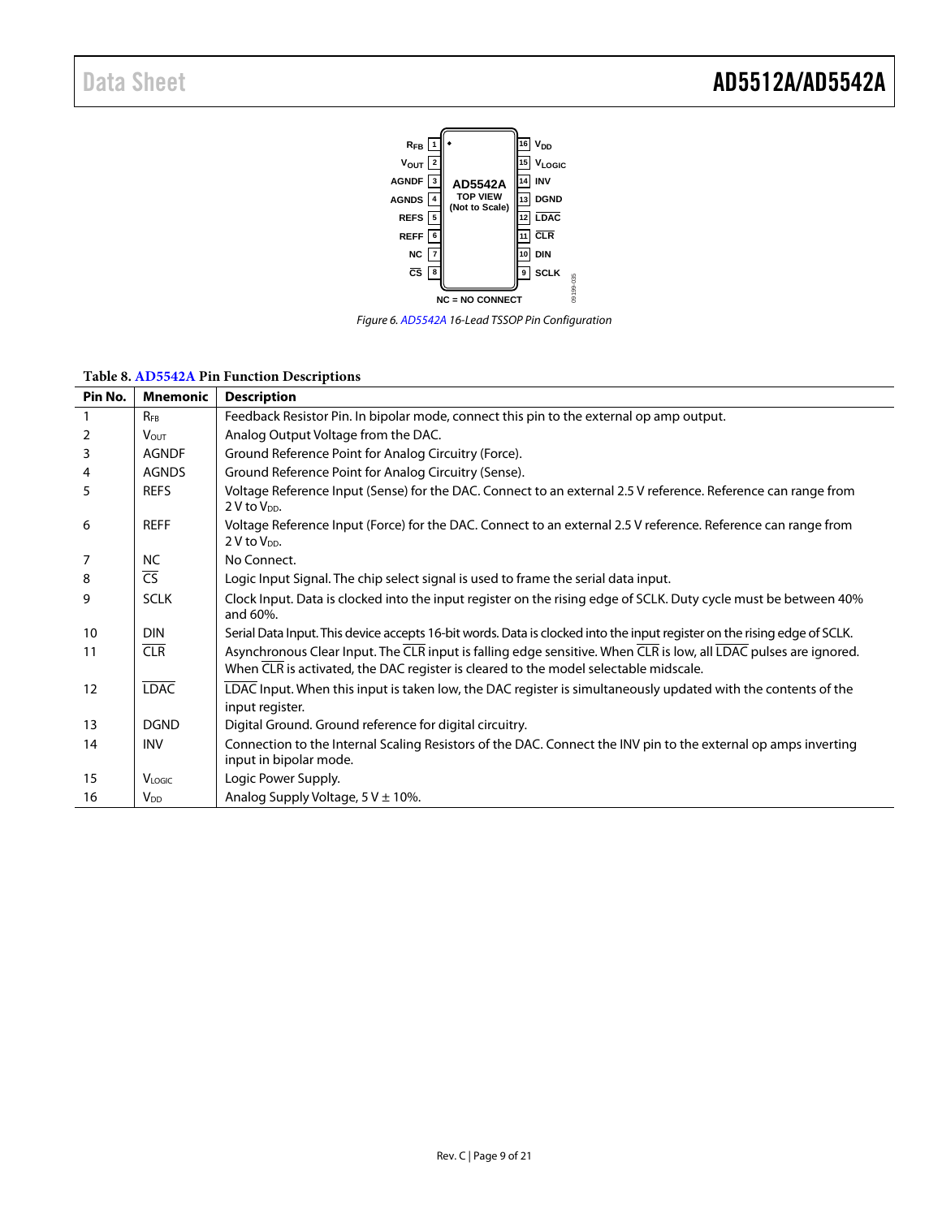Figure 6. AD5542A 16-Lead TSSOP Pin Configuration

**Table 8. AD5542A Pin Function Descriptions**

| Pin No. | Mnemonic | Description |
|---|---|---|
| 1 | $R_{FB}$ | Feedback Resistor Pin. In bipolar mode, connect this pin to the external op amp output. |
| 2 | $V_{OUT}$ | Analog Output Voltage from the DAC. |
| 3 | AGNDF | Ground Reference Point for Analog Circuitry (Force). |
| 4 | AGNDS | Ground Reference Point for Analog Circuitry (Sense). |
| 5 | REFS | Voltage Reference Input (Sense) for the DAC. Connect to an external 2.5 V reference. Reference can range from 2 V to $V_{DD}$. |
| 6 | REFF | Voltage Reference Input (Force) for the DAC. Connect to an external 2.5 V reference. Reference can range from 2 V to $V_{DD}$. |
| 7 | NC | No Connect. |
| 8 | $\overline{CS}$ | Logic Input Signal. The chip select signal is used to frame the serial data input. |
| 9 | SCLK | Clock Input. Data is clocked into the input register on the rising edge of SCLK. Duty cycle must be between 40% and 60%. |
| 10 | DIN | Serial Data Input. This device accepts 16-bit words. Data is clocked into the input register on the rising edge of SCLK. |
| 11 | $\overline{CLR}$ | Asynchronous Clear Input. The $\overline{CLR}$ input is falling edge sensitive. When $\overline{CLR}$ is low, all $\overline{LDAC}$ pulses are ignored. When $\overline{CLR}$ is activated, the DAC register is cleared to the model selectable midscale. |
| 12 | $\overline{LDAC}$ | $\overline{LDAC}$ Input. When this input is taken low, the DAC register is simultaneously updated with the contents of the input register. |
| 13 | DGND | Digital Ground. Ground reference for digital circuitry. |
| 14 | INV | Connection to the Internal Scaling Resistors of the DAC. Connect the INV pin to the external op amps inverting input in bipolar mode. |
| 15 | $V_{LOGIC}$ | Logic Power Supply. |
| 16 | $V_{DD}$ | Analog Supply Voltage, 5 V ± 10%. |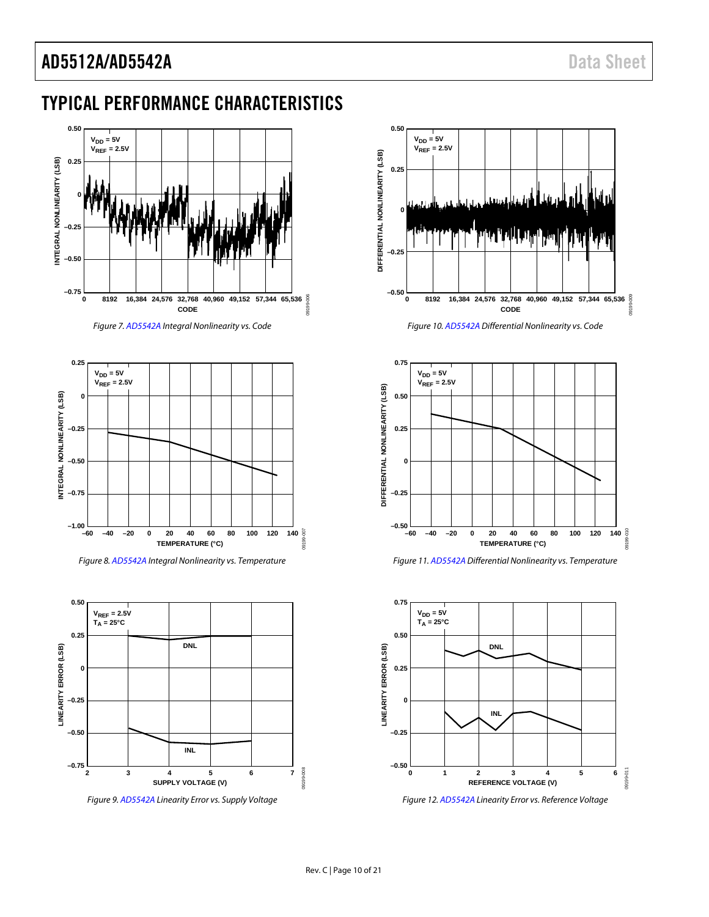# TYPICAL PERFORMANCE CHARACTERISTICS

Figure 7. AD5542A Integral Nonlinearity vs. Code

Figure 8. AD5542A Integral Nonlinearity vs. Temperature

Figure 9. AD5542A Linearity Error vs. Supply Voltage

Figure 10. AD5542A Differential Nonlinearity vs. Code

Figure 11. AD5542A Differential Nonlinearity vs. Temperature

Figure 12. AD5542A Linearity Error vs. Reference Voltage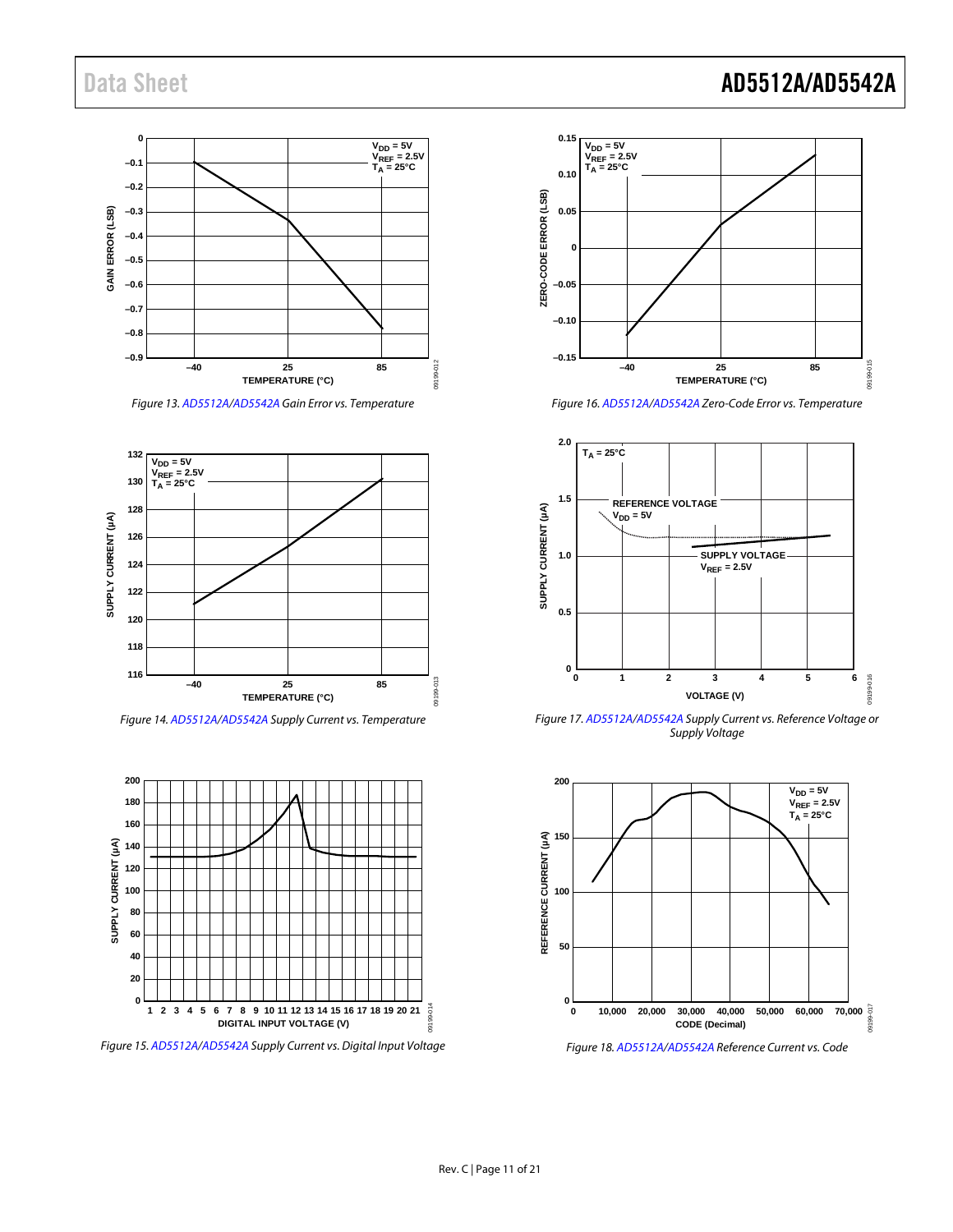Figure 13. AD5512A/AD5542A Gain Error vs. Temperature

Figure 14. AD5512A/AD5542A Supply Current vs. Temperature

Figure 15. AD5512A/AD5542A Supply Current vs. Digital Input Voltage

Figure 16. AD5512A/AD5542A Zero-Code Error vs. Temperature

Figure 17. AD5512A/AD5542A Supply Current vs. Reference Voltage or Supply Voltage

Figure 18. AD5512A/AD5542A Reference Current vs. Code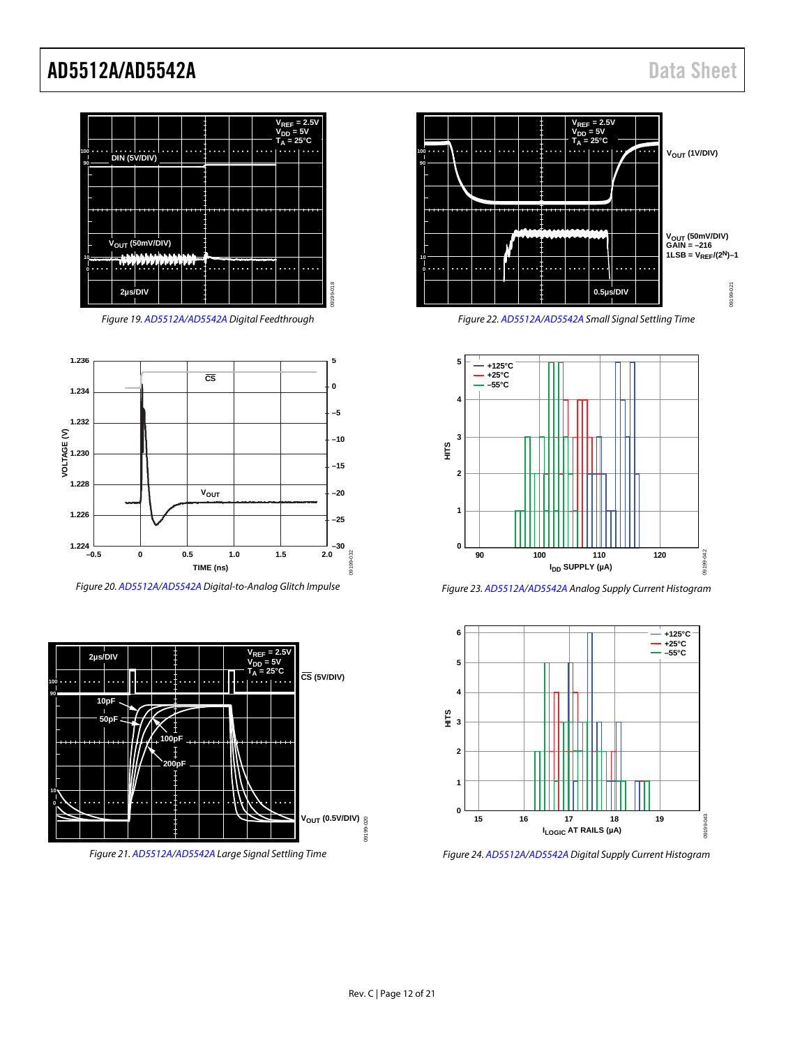Figure 19. AD5512A/AD5542A Digital Feedthrough

Figure 20. AD5512A/AD5542A Digital-to-Analog Glitch Impulse

Figure 21. AD5512A/AD5542A Large Signal Settling Time

Figure 22. AD5512A/AD5542A Small Signal Settling Time

Figure 23. AD5512A/AD5542A Analog Supply Current Histogram

Figure 24. AD5512A/AD5542A Digital Supply Current Histogram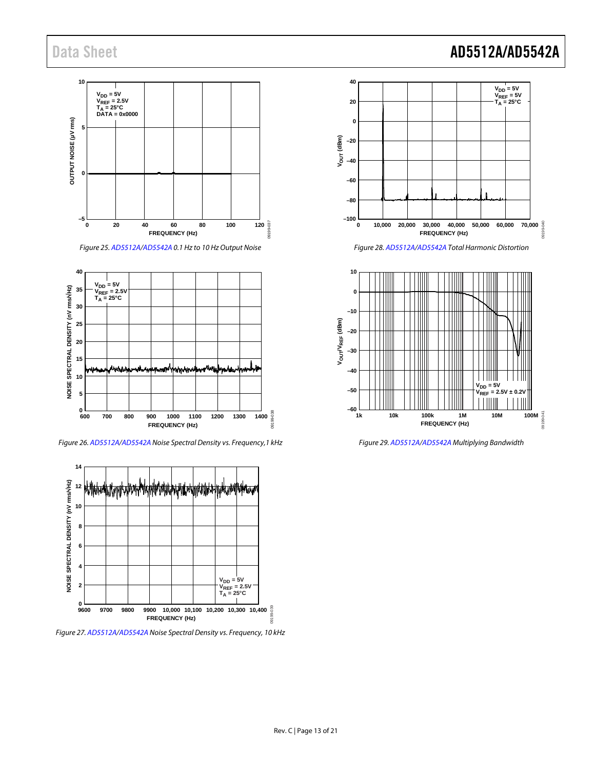Figure 25. AD5512A/AD5542A 0.1 Hz to 10 Hz Output Noise

Figure 26. AD5512A/AD5542A Noise Spectral Density vs. Frequency, 1 kHz

Figure 27. AD5512A/AD5542A Noise Spectral Density vs. Frequency, 10 kHz

Figure 28. AD5512A/AD5542A Total Harmonic Distortion

Figure 29. AD5512A/AD5542A Multiplying Bandwidth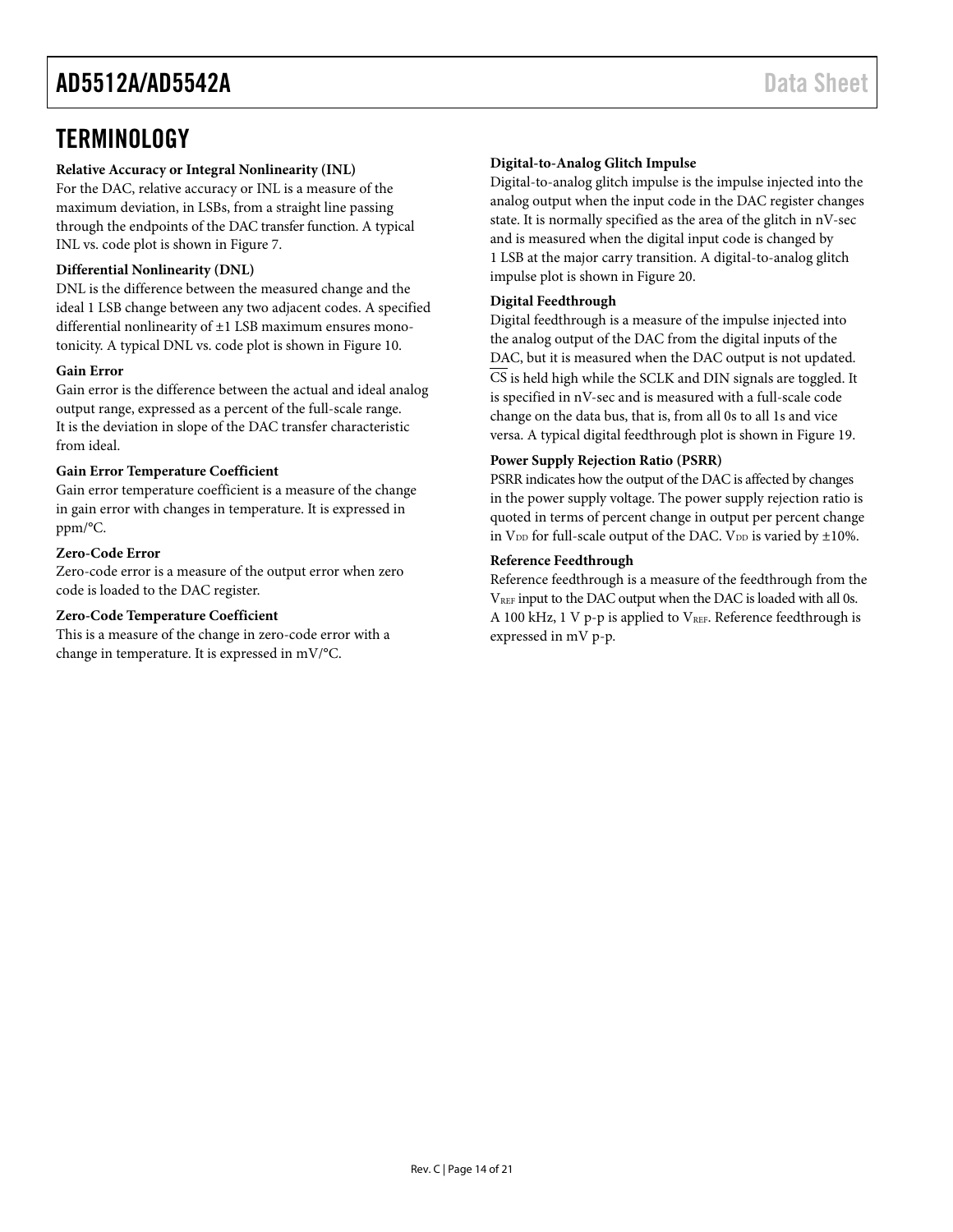# TERMINOLOGY

**Relative Accuracy or Integral Nonlinearity (INL)**

For the DAC, relative accuracy or INL is a measure of the maximum deviation, in LSBs, from a straight line passing through the endpoints of the DAC transfer function. A typical INL vs. code plot is shown in Figure 7.

**Differential Nonlinearity (DNL)**

DNL is the difference between the measured change and the ideal 1 LSB change between any two adjacent codes. A specified differential nonlinearity of ±1 LSB maximum ensures monotonicity. A typical DNL vs. code plot is shown in Figure 10.

**Gain Error**

Gain error is the difference between the actual and ideal analog output range, expressed as a percent of the full-scale range. It is the deviation in slope of the DAC transfer characteristic from ideal.

**Gain Error Temperature Coefficient**

Gain error temperature coefficient is a measure of the change in gain error with changes in temperature. It is expressed in ppm/°C.

**Zero-Code Error**

Zero-code error is a measure of the output error when zero code is loaded to the DAC register.

**Zero-Code Temperature Coefficient**

This is a measure of the change in zero-code error with a change in temperature. It is expressed in mV/°C.

**Digital-to-Analog Glitch Impulse**

Digital-to-analog glitch impulse is the impulse injected into the analog output when the input code in the DAC register changes state. It is normally specified as the area of the glitch in nV-sec and is measured when the digital input code is changed by 1 LSB at the major carry transition. A digital-to-analog glitch impulse plot is shown in Figure 20.

**Digital Feedthrough**

Digital feedthrough is a measure of the impulse injected into the analog output of the DAC from the digital inputs of the DAC, but it is measured when the DAC output is not updated. $\overline{CS}$ is held high while the SCLK and DIN signals are toggled. It is specified in nV-sec and is measured with a full-scale code change on the data bus, that is, from all 0s to all 1s and vice versa. A typical digital feedthrough plot is shown in Figure 19.

**Power Supply Rejection Ratio (PSRR)**

PSRR indicates how the output of the DAC is affected by changes in the power supply voltage. The power supply rejection ratio is quoted in terms of percent change in output per percent change in $V_{DD}$ for full-scale output of the DAC. $V_{DD}$ is varied by ±10%.

**Reference Feedthrough**

Reference feedthrough is a measure of the feedthrough from the $V_{REF}$ input to the DAC output when the DAC is loaded with all 0s. A 100 kHz, 1 V p-p is applied to $V_{REF}$. Reference feedthrough is expressed in mV p-p.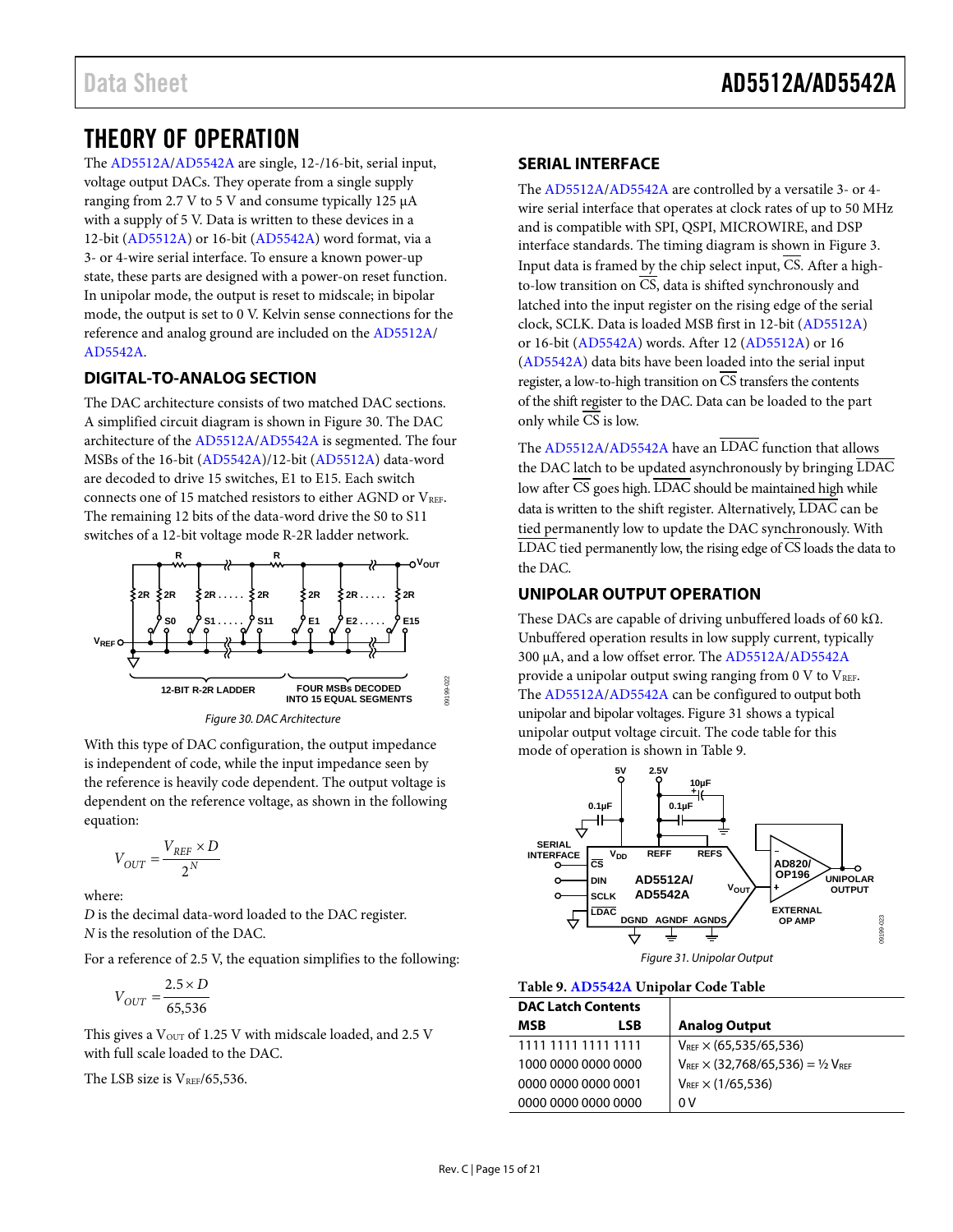# THEORY OF OPERATION

The AD5512A/AD5542A are single, 12-/16-bit, serial input, voltage output DACs. They operate from a single supply ranging from 2.7 V to 5 V and consume typically 125 µA with a supply of 5 V. Data is written to these devices in a 12-bit (AD5512A) or 16-bit (AD5542A) word format, via a 3- or 4-wire serial interface. To ensure a known power-up state, these parts are designed with a power-on reset function. In unipolar mode, the output is reset to midscale; in bipolar mode, the output is set to 0 V. Kelvin sense connections for the reference and analog ground are included on the AD5512A/AD5542A.

## DIGITAL-TO-ANALOG SECTION

The DAC architecture consists of two matched DAC sections. A simplified circuit diagram is shown in Figure 30. The DAC architecture of the AD5512A/AD5542A is segmented. The four MSBs of the 16-bit (AD5542A)/12-bit (AD5512A) data-word are decoded to drive 15 switches, E1 to E15. Each switch connects one of 15 matched resistors to either AGND or $V_{REF}$. The remaining 12 bits of the data-word drive the S0 to S11 switches of a 12-bit voltage mode R-2R ladder network.

Figure 30. DAC Architecture

With this type of DAC configuration, the output impedance is independent of code, while the input impedance seen by the reference is heavily code dependent. The output voltage is dependent on the reference voltage, as shown in the following equation:

$$V_{OUT} = \frac{V_{REF} \times D}{2^N}$$

where:
*D* is the decimal data-word loaded to the DAC register.
*N* is the resolution of the DAC.

For a reference of 2.5 V, the equation simplifies to the following:

$$V_{OUT} = \frac{2.5 \times D}{65{,}536}$$

This gives a $V_{OUT}$ of 1.25 V with midscale loaded, and 2.5 V with full scale loaded to the DAC.

The LSB size is $V_{REF}$/65,536.

## SERIAL INTERFACE

The AD5512A/AD5542A are controlled by a versatile 3- or 4-wire serial interface that operates at clock rates of up to 50 MHz and is compatible with SPI, QSPI, MICROWIRE, and DSP interface standards. The timing diagram is shown in Figure 3. Input data is framed by the chip select input, $\overline{CS}$. After a high-to-low transition on $\overline{CS}$, data is shifted synchronously and latched into the input register on the rising edge of the serial clock, SCLK. Data is loaded MSB first in 12-bit (AD5512A) or 16-bit (AD5542A) words. After 12 (AD5512A) or 16 (AD5542A) data bits have been loaded into the serial input register, a low-to-high transition on $\overline{CS}$ transfers the contents of the shift register to the DAC. Data can be loaded to the part only while $\overline{CS}$ is low.

The AD5512A/AD5542A have an $\overline{LDAC}$ function that allows the DAC latch to be updated asynchronously by bringing $\overline{LDAC}$ low after $\overline{CS}$ goes high. $\overline{LDAC}$ should be maintained high while data is written to the shift register. Alternatively, $\overline{LDAC}$ can be tied permanently low to update the DAC synchronously. With $\overline{LDAC}$ tied permanently low, the rising edge of $\overline{CS}$ loads the data to the DAC.

## UNIPOLAR OUTPUT OPERATION

These DACs are capable of driving unbuffered loads of 60 kΩ. Unbuffered operation results in low supply current, typically 300 µA, and a low offset error. The AD5512A/AD5542A provide a unipolar output swing ranging from 0 V to $V_{REF}$. The AD5512A/AD5542A can be configured to output both unipolar and bipolar voltages. Figure 31 shows a typical unipolar output voltage circuit. The code table for this mode of operation is shown in Table 9.

Figure 31. Unipolar Output

**Table 9. AD5542A Unipolar Code Table**

| DAC Latch Contents (MSB … LSB) | Analog Output |
|---|---|
| 1111 1111 1111 1111 | $V_{REF}$ × (65,535/65,536) |
| 1000 0000 0000 0000 | $V_{REF}$ × (32,768/65,536) = ½ $V_{REF}$ |
| 0000 0000 0000 0001 | $V_{REF}$ × (1/65,536) |
| 0000 0000 0000 0000 | 0 V |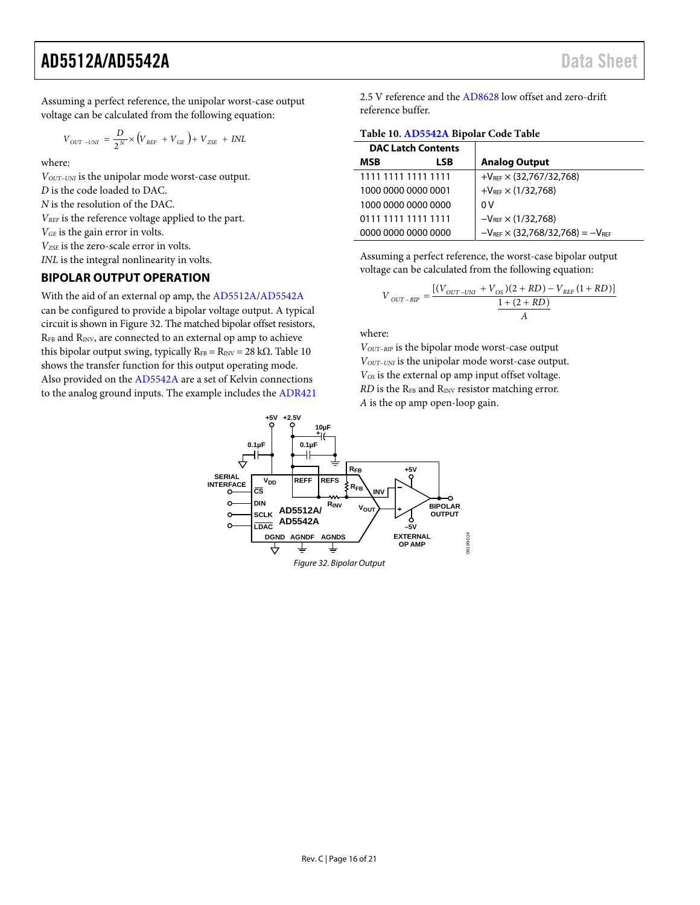Assuming a perfect reference, the unipolar worst-case output voltage can be calculated from the following equation:

$$V_{OUT-UNI} = \frac{D}{2^N} \times (V_{REF} + V_{GE}) + V_{ZSE} + INL$$

where:
$V_{OUT-UNI}$ is the unipolar mode worst-case output.
$D$ is the code loaded to DAC.
$N$ is the resolution of the DAC.
$V_{REF}$ is the reference voltage applied to the part.
$V_{GE}$ is the gain error in volts.
$V_{ZSE}$ is the zero-scale error in volts.
$INL$ is the integral nonlinearity in volts.

## BIPOLAR OUTPUT OPERATION

With the aid of an external op amp, the AD5512A/AD5542A can be configured to provide a bipolar voltage output. A typical circuit is shown in Figure 32. The matched bipolar offset resistors, $R_{FB}$ and $R_{INV}$, are connected to an external op amp to achieve this bipolar output swing, typically $R_{FB} = R_{INV} = 28\ k\Omega$. Table 10 shows the transfer function for this output operating mode. Also provided on the AD5542A are a set of Kelvin connections to the analog ground inputs. The example includes the ADR421 2.5 V reference and the AD8628 low offset and zero-drift reference buffer.

**Table 10. AD5542A Bipolar Code Table**

| DAC Latch Contents MSB LSB | Analog Output |
|---|---|
| 1111 1111 1111 1111 | $+V_{REF} \times (32,767/32,768)$ |
| 1000 0000 0000 0001 | $+V_{REF} \times (1/32,768)$ |
| 1000 0000 0000 0000 | 0 V |
| 0111 1111 1111 1111 | $-V_{REF} \times (1/32,768)$ |
| 0000 0000 0000 0000 | $-V_{REF} \times (32,768/32,768) = -V_{REF}$ |

Assuming a perfect reference, the worst-case bipolar output voltage can be calculated from the following equation:

$$V_{OUT-BIP} = \frac{[(V_{OUT-UNI} + V_{OS})(2 + RD) - V_{REF}(1 + RD)]}{1 + \frac{(2 + RD)}{A}}$$

where:
$V_{OUT-BIP}$ is the bipolar mode worst-case output
$V_{OUT-UNI}$ is the unipolar mode worst-case output.
$V_{OS}$ is the external op amp input offset voltage.
$RD$ is the $R_{FB}$ and $R_{INV}$ resistor matching error.
$A$ is the op amp open-loop gain.

Figure 32. Bipolar Output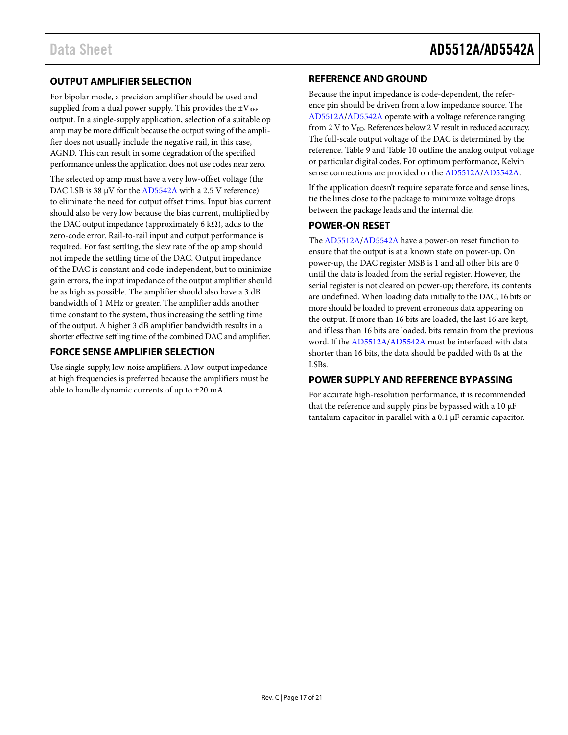## OUTPUT AMPLIFIER SELECTION

For bipolar mode, a precision amplifier should be used and supplied from a dual power supply. This provides the $\pm V_{REF}$ output. In a single-supply application, selection of a suitable op amp may be more difficult because the output swing of the amplifier does not usually include the negative rail, in this case, AGND. This can result in some degradation of the specified performance unless the application does not use codes near zero.

The selected op amp must have a very low-offset voltage (the DAC LSB is 38 μV for the AD5542A with a 2.5 V reference) to eliminate the need for output offset trims. Input bias current should also be very low because the bias current, multiplied by the DAC output impedance (approximately 6 kΩ), adds to the zero-code error. Rail-to-rail input and output performance is required. For fast settling, the slew rate of the op amp should not impede the settling time of the DAC. Output impedance of the DAC is constant and code-independent, but to minimize gain errors, the input impedance of the output amplifier should be as high as possible. The amplifier should also have a 3 dB bandwidth of 1 MHz or greater. The amplifier adds another time constant to the system, thus increasing the settling time of the output. A higher 3 dB amplifier bandwidth results in a shorter effective settling time of the combined DAC and amplifier.

## FORCE SENSE AMPLIFIER SELECTION

Use single-supply, low-noise amplifiers. A low-output impedance at high frequencies is preferred because the amplifiers must be able to handle dynamic currents of up to ±20 mA.

## REFERENCE AND GROUND

Because the input impedance is code-dependent, the reference pin should be driven from a low impedance source. The AD5512A/AD5542A operate with a voltage reference ranging from 2 V to $V_{DD}$. References below 2 V result in reduced accuracy. The full-scale output voltage of the DAC is determined by the reference. Table 9 and Table 10 outline the analog output voltage or particular digital codes. For optimum performance, Kelvin sense connections are provided on the AD5512A/AD5542A.

If the application doesn't require separate force and sense lines, tie the lines close to the package to minimize voltage drops between the package leads and the internal die.

## POWER-ON RESET

The AD5512A/AD5542A have a power-on reset function to ensure that the output is at a known state on power-up. On power-up, the DAC register MSB is 1 and all other bits are 0 until the data is loaded from the serial register. However, the serial register is not cleared on power-up; therefore, its contents are undefined. When loading data initially to the DAC, 16 bits or more should be loaded to prevent erroneous data appearing on the output. If more than 16 bits are loaded, the last 16 are kept, and if less than 16 bits are loaded, bits remain from the previous word. If the AD5512A/AD5542A must be interfaced with data shorter than 16 bits, the data should be padded with 0s at the LSBs.

## POWER SUPPLY AND REFERENCE BYPASSING

For accurate high-resolution performance, it is recommended that the reference and supply pins be bypassed with a 10 μF tantalum capacitor in parallel with a 0.1 μF ceramic capacitor.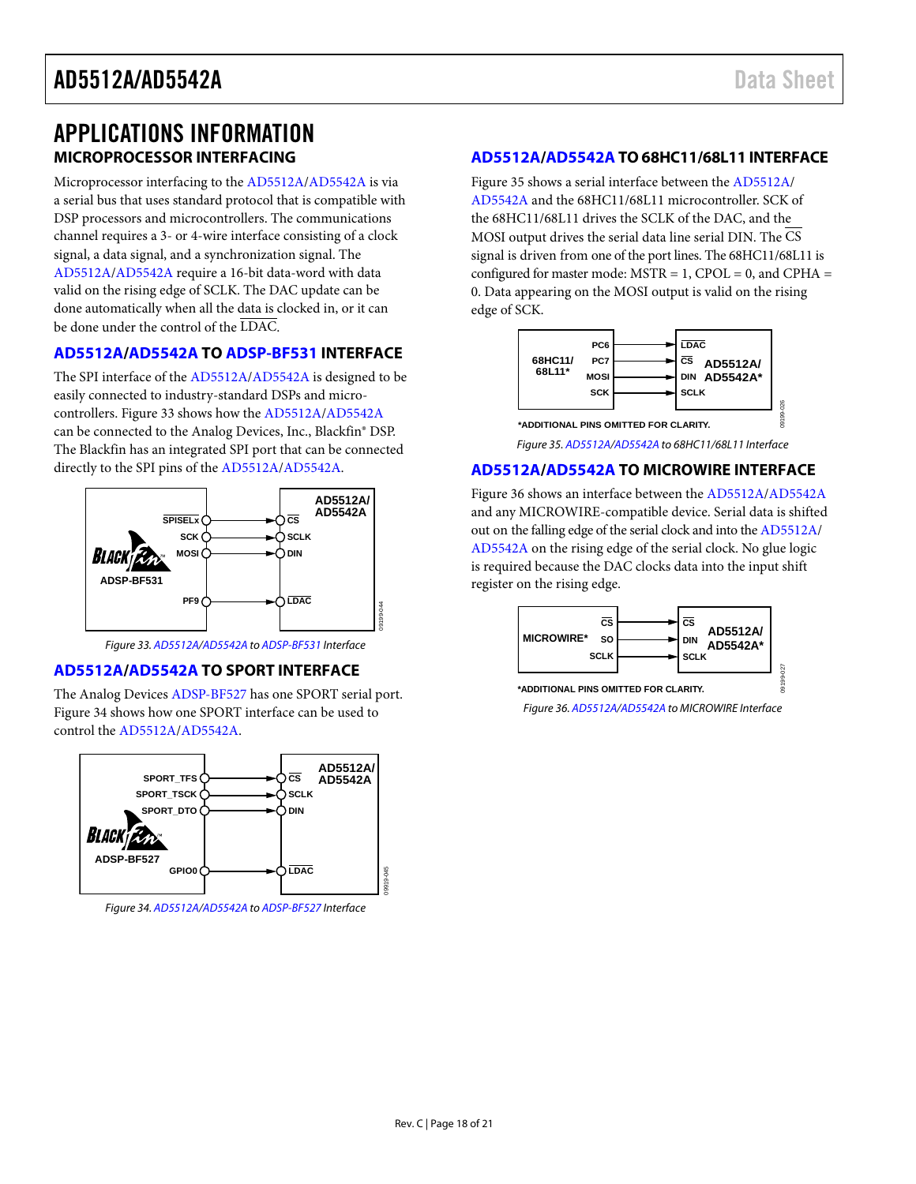# APPLICATIONS INFORMATION

## MICROPROCESSOR INTERFACING

Microprocessor interfacing to the AD5512A/AD5542A is via a serial bus that uses standard protocol that is compatible with DSP processors and microcontrollers. The communications channel requires a 3- or 4-wire interface consisting of a clock signal, a data signal, and a synchronization signal. The AD5512A/AD5542A require a 16-bit data-word with data valid on the rising edge of SCLK. The DAC update can be done automatically when all the data is clocked in, or it can be done under the control of the $\overline{\text{LDAC}}$.

## AD5512A/AD5542A TO ADSP-BF531 INTERFACE

The SPI interface of the AD5512A/AD5542A is designed to be easily connected to industry-standard DSPs and microcontrollers. Figure 33 shows how the AD5512A/AD5542A can be connected to the Analog Devices, Inc., Blackfin® DSP. The Blackfin has an integrated SPI port that can be connected directly to the SPI pins of the AD5512A/AD5542A.

Figure 33. AD5512A/AD5542A to ADSP-BF531 Interface

## AD5512A/AD5542A TO SPORT INTERFACE

The Analog Devices ADSP-BF527 has one SPORT serial port. Figure 34 shows how one SPORT interface can be used to control the AD5512A/AD5542A.

Figure 34. AD5512A/AD5542A to ADSP-BF527 Interface

## AD5512A/AD5542A TO 68HC11/68L11 INTERFACE

Figure 35 shows a serial interface between the AD5512A/AD5542A and the 68HC11/68L11 microcontroller. SCK of the 68HC11/68L11 drives the SCLK of the DAC, and the MOSI output drives the serial data line serial DIN. The $\overline{\text{CS}}$ signal is driven from one of the port lines. The 68HC11/68L11 is configured for master mode: MSTR = 1, CPOL = 0, and CPHA = 0. Data appearing on the MOSI output is valid on the rising edge of SCK.

Figure 35. AD5512A/AD5542A to 68HC11/68L11 Interface

## AD5512A/AD5542A TO MICROWIRE INTERFACE

Figure 36 shows an interface between the AD5512A/AD5542A and any MICROWIRE-compatible device. Serial data is shifted out on the falling edge of the serial clock and into the AD5512A/AD5542A on the rising edge of the serial clock. No glue logic is required because the DAC clocks data into the input shift register on the rising edge.

Figure 36. AD5512A/AD5542A to MICROWIRE Interface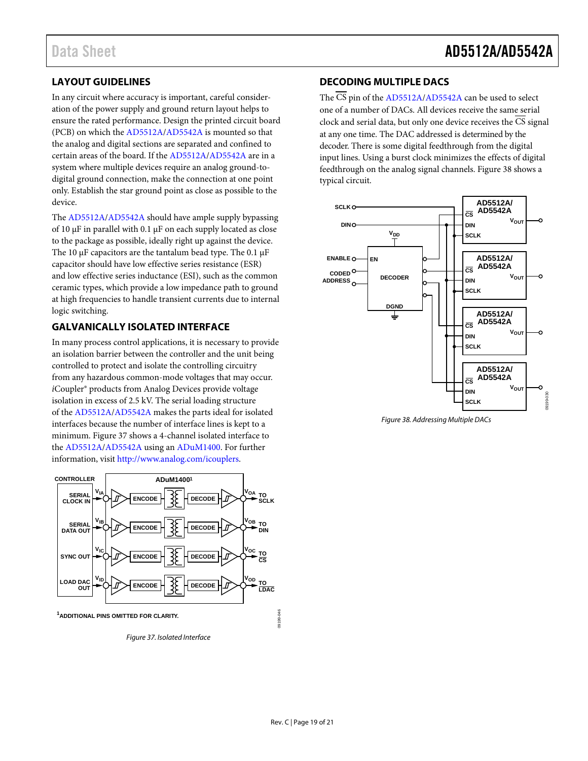## LAYOUT GUIDELINES

In any circuit where accuracy is important, careful consideration of the power supply and ground return layout helps to ensure the rated performance. Design the printed circuit board (PCB) on which the AD5512A/AD5542A is mounted so that the analog and digital sections are separated and confined to certain areas of the board. If the AD5512A/AD5542A are in a system where multiple devices require an analog ground-to-digital ground connection, make the connection at one point only. Establish the star ground point as close as possible to the device.

The AD5512A/AD5542A should have ample supply bypassing of 10 µF in parallel with 0.1 µF on each supply located as close to the package as possible, ideally right up against the device. The 10 µF capacitors are the tantalum bead type. The 0.1 µF capacitor should have low effective series resistance (ESR) and low effective series inductance (ESI), such as the common ceramic types, which provide a low impedance path to ground at high frequencies to handle transient currents due to internal logic switching.

## GALVANICALLY ISOLATED INTERFACE

In many process control applications, it is necessary to provide an isolation barrier between the controller and the unit being controlled to protect and isolate the controlling circuitry from any hazardous common-mode voltages that may occur. *i*Coupler® products from Analog Devices provide voltage isolation in excess of 2.5 kV. The serial loading structure of the AD5512A/AD5542A makes the parts ideal for isolated interfaces because the number of interface lines is kept to a minimum. Figure 37 shows a 4-channel isolated interface to the AD5512A/AD5542A using an ADuM1400. For further information, visit http://www.analog.com/icouplers.

Figure 37. Isolated Interface

## DECODING MULTIPLE DACS

The $\overline{CS}$ pin of the AD5512A/AD5542A can be used to select one of a number of DACs. All devices receive the same serial clock and serial data, but only one device receives the $\overline{CS}$ signal at any one time. The DAC addressed is determined by the decoder. There is some digital feedthrough from the digital input lines. Using a burst clock minimizes the effects of digital feedthrough on the analog signal channels. Figure 38 shows a typical circuit.

Figure 38. Addressing Multiple DACs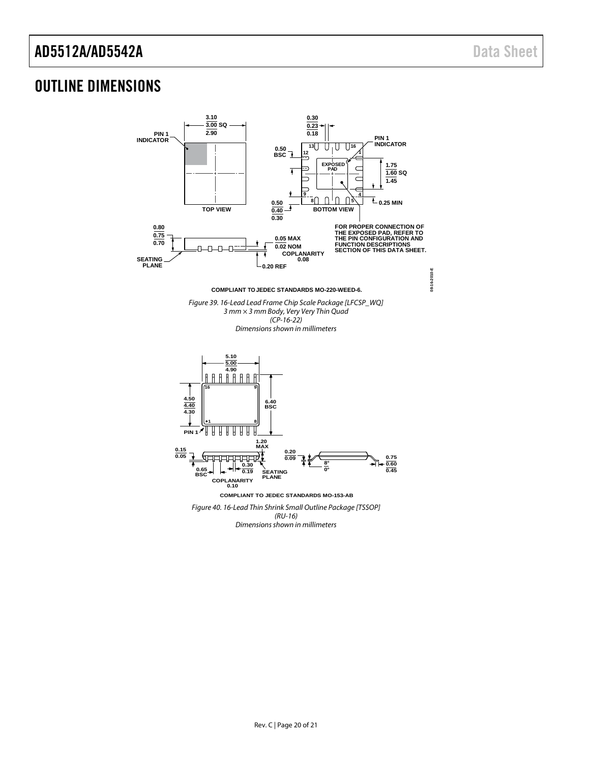## OUTLINE DIMENSIONS

COMPLIANT TO JEDEC STANDARDS MO-220-WEED-6.

*Figure 39. 16-Lead Lead Frame Chip Scale Package [LFCSP_WQ]*
*3 mm × 3 mm Body, Very Very Thin Quad*
*(CP-16-22)*
*Dimensions shown in millimeters*

COMPLIANT TO JEDEC STANDARDS MO-153-AB

*Figure 40. 16-Lead Thin Shrink Small Outline Package [TSSOP]*
*(RU-16)*
*Dimensions shown in millimeters*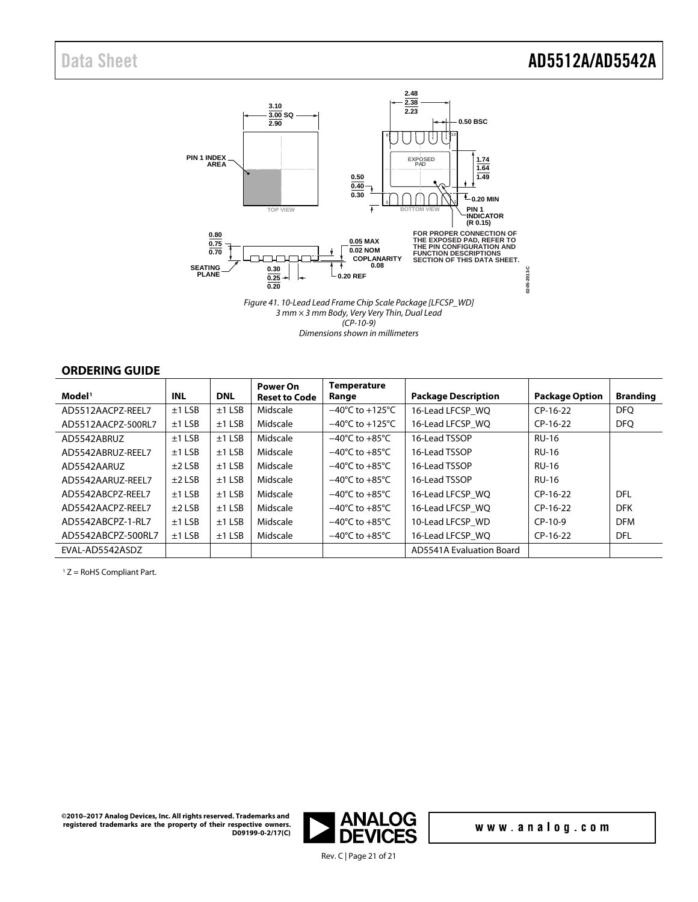3.10
3.00 SQ
2.90

PIN 1 INDEX AREA

TOP VIEW

2.48
2.38
2.23

0.50 BSC

EXPOSED PAD

1.74
1.64
1.49

0.50
0.40
0.30

0.20 MIN

BOTTOM VIEW

PIN 1 INDICATOR (R 0.15)

FOR PROPER CONNECTION OF THE EXPOSED PAD, REFER TO THE PIN CONFIGURATION AND FUNCTION DESCRIPTIONS SECTION OF THIS DATA SHEET.

0.80
0.75
0.70

0.05 MAX
0.02 NOM

COPLANARITY 0.08

SEATING PLANE

0.30
0.25
0.20

0.20 REF

02-05-2013-C

Figure 41. 10-Lead Lead Frame Chip Scale Package [LFCSP_WD]
3 mm × 3 mm Body, Very Very Thin, Dual Lead
(CP-10-9)
Dimensions shown in millimeters

## ORDERING GUIDE

| Model[1] | INL | DNL | Power On Reset to Code | Temperature Range | Package Description | Package Option | Branding |
|---|---|---|---|---|---|---|---|
| AD5512AACPZ-REEL7 | ±1 LSB | ±1 LSB | Midscale | −40°C to +125°C | 16-Lead LFCSP_WQ | CP-16-22 | DFQ |
| AD5512AACPZ-500RL7 | ±1 LSB | ±1 LSB | Midscale | −40°C to +125°C | 16-Lead LFCSP_WQ | CP-16-22 | DFQ |
| AD5542ABRUZ | ±1 LSB | ±1 LSB | Midscale | −40°C to +85°C | 16-Lead TSSOP | RU-16 | |
| AD5542ABRUZ-REEL7 | ±1 LSB | ±1 LSB | Midscale | −40°C to +85°C | 16-Lead TSSOP | RU-16 | |
| AD5542AARUZ | ±2 LSB | ±1 LSB | Midscale | −40°C to +85°C | 16-Lead TSSOP | RU-16 | |
| AD5542AARUZ-REEL7 | ±2 LSB | ±1 LSB | Midscale | −40°C to +85°C | 16-Lead TSSOP | RU-16 | |
| AD5542ABCPZ-REEL7 | ±1 LSB | ±1 LSB | Midscale | −40°C to +85°C | 16-Lead LFCSP_WQ | CP-16-22 | DFL |
| AD5542AACPZ-REEL7 | ±2 LSB | ±1 LSB | Midscale | −40°C to +85°C | 16-Lead LFCSP_WQ | CP-16-22 | DFK |
| AD5542ABCPZ-1-RL7 | ±1 LSB | ±1 LSB | Midscale | −40°C to +85°C | 10-Lead LFCSP_WD | CP-10-9 | DFM |
| AD5542ABCPZ-500RL7 | ±1 LSB | ±1 LSB | Midscale | −40°C to +85°C | 16-Lead LFCSP_WQ | CP-16-22 | DFL |
| EVAL-AD5542ASDZ | | | | | AD5541A Evaluation Board | | |

[1] Z = RoHS Compliant Part.

©2010–2017 Analog Devices, Inc. All rights reserved. Trademarks and registered trademarks are the property of their respective owners.
D09199-0-2/17(C)